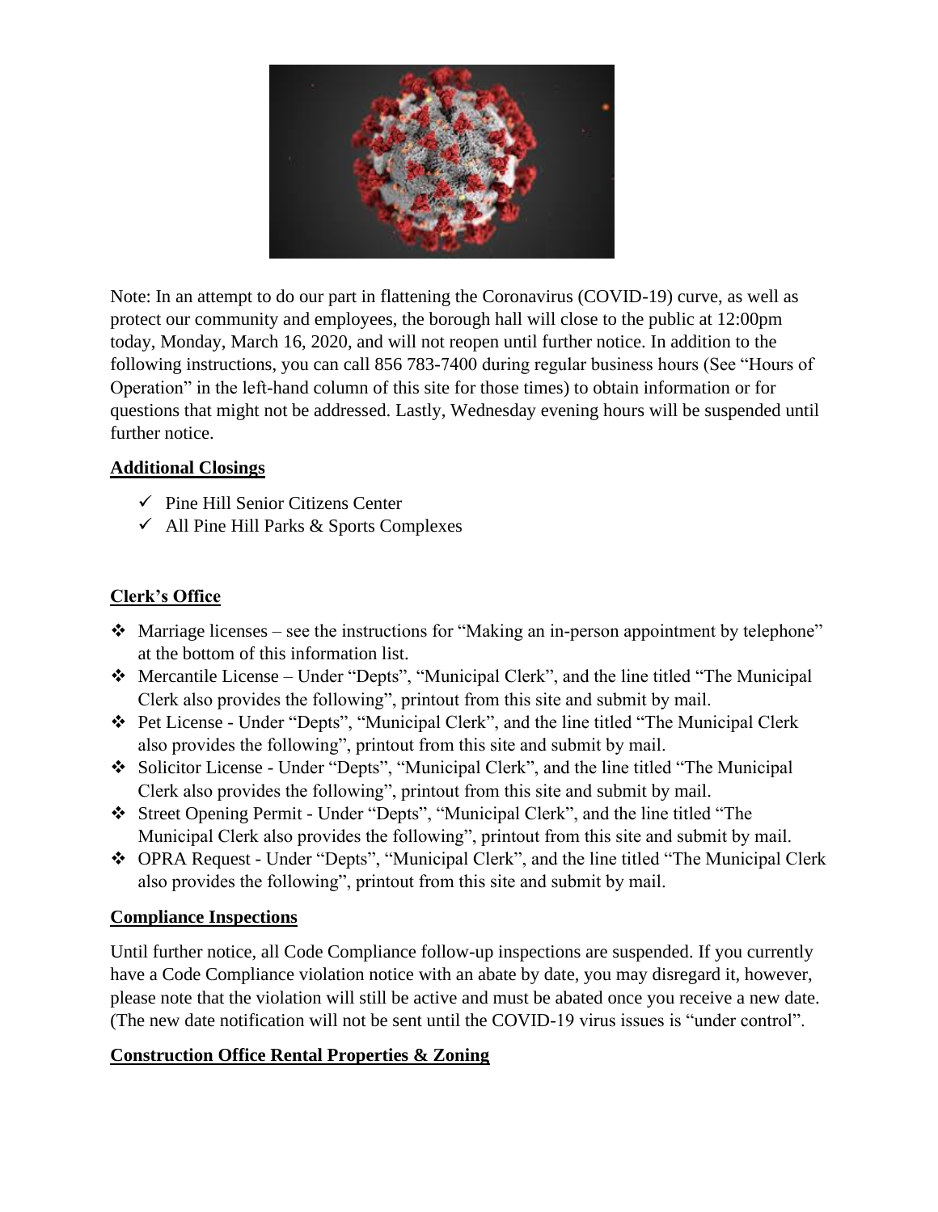Note: In an attempt to do our part in flattening the Coronavirus (COVID-19) curve, as well as protect our community and employees, the borough hall will close to the public at 12:00pm today, Monday, March 16, 2020, and will not reopen until further notice. In addition to the following instructions, you can call 856 783-7400 during regular business hours (See "Hours of Operation" in the left-hand column of this site for those times) to obtain information or for questions that might not be addressed. Lastly, Wednesday evening hours will be suspended until further notice.

**Additional Closings**

- ✓ Pine Hill Senior Citizens Center
- ✓ All Pine Hill Parks & Sports Complexes

**Clerk's Office**

- ❖ Marriage licenses – see the instructions for "Making an in-person appointment by telephone" at the bottom of this information list.
- ❖ Mercantile License – Under "Depts", "Municipal Clerk", and the line titled "The Municipal Clerk also provides the following", printout from this site and submit by mail.
- ❖ Pet License - Under "Depts", "Municipal Clerk", and the line titled "The Municipal Clerk also provides the following", printout from this site and submit by mail.
- ❖ Solicitor License - Under "Depts", "Municipal Clerk", and the line titled "The Municipal Clerk also provides the following", printout from this site and submit by mail.
- ❖ Street Opening Permit - Under "Depts", "Municipal Clerk", and the line titled "The Municipal Clerk also provides the following", printout from this site and submit by mail.
- ❖ OPRA Request - Under "Depts", "Municipal Clerk", and the line titled "The Municipal Clerk also provides the following", printout from this site and submit by mail.

**Compliance Inspections**

Until further notice, all Code Compliance follow-up inspections are suspended. If you currently have a Code Compliance violation notice with an abate by date, you may disregard it, however, please note that the violation will still be active and must be abated once you receive a new date. (The new date notification will not be sent until the COVID-19 virus issues is "under control".

**Construction Office Rental Properties & Zoning**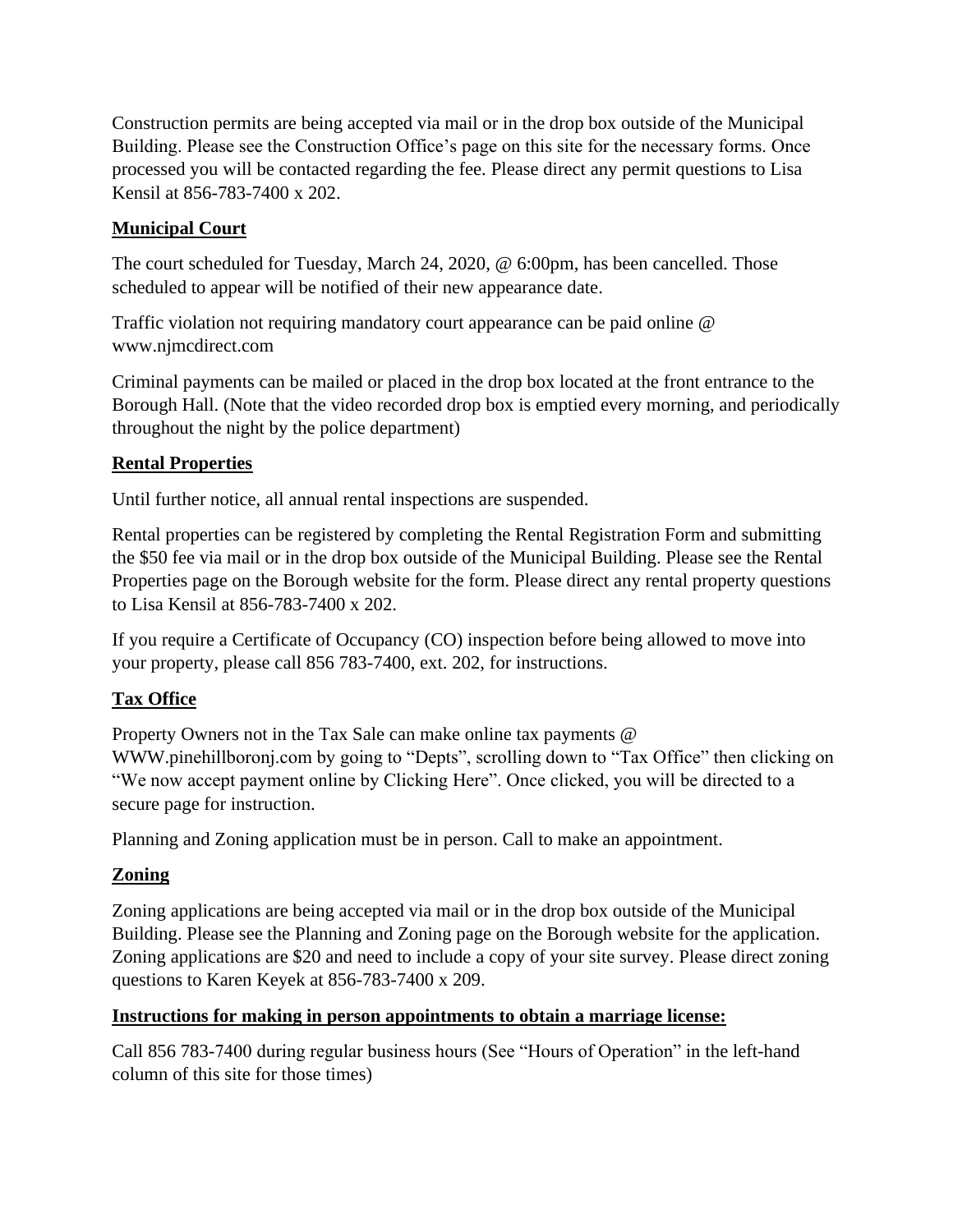Construction permits are being accepted via mail or in the drop box outside of the Municipal Building. Please see the Construction Office's page on this site for the necessary forms. Once processed you will be contacted regarding the fee. Please direct any permit questions to Lisa Kensil at 856-783-7400 x 202.

**Municipal Court**

The court scheduled for Tuesday, March 24, 2020, @ 6:00pm, has been cancelled. Those scheduled to appear will be notified of their new appearance date.

Traffic violation not requiring mandatory court appearance can be paid online @ www.njmcdirect.com

Criminal payments can be mailed or placed in the drop box located at the front entrance to the Borough Hall. (Note that the video recorded drop box is emptied every morning, and periodically throughout the night by the police department)

**Rental Properties**

Until further notice, all annual rental inspections are suspended.

Rental properties can be registered by completing the Rental Registration Form and submitting the $50 fee via mail or in the drop box outside of the Municipal Building. Please see the Rental Properties page on the Borough website for the form. Please direct any rental property questions to Lisa Kensil at 856-783-7400 x 202.

If you require a Certificate of Occupancy (CO) inspection before being allowed to move into your property, please call 856 783-7400, ext. 202, for instructions.

**Tax Office**

Property Owners not in the Tax Sale can make online tax payments @ WWW.pinehillboronj.com by going to "Depts", scrolling down to "Tax Office" then clicking on "We now accept payment online by Clicking Here". Once clicked, you will be directed to a secure page for instruction.

Planning and Zoning application must be in person. Call to make an appointment.

**Zoning**

Zoning applications are being accepted via mail or in the drop box outside of the Municipal Building. Please see the Planning and Zoning page on the Borough website for the application. Zoning applications are $20 and need to include a copy of your site survey. Please direct zoning questions to Karen Keyek at 856-783-7400 x 209.

**Instructions for making in person appointments to obtain a marriage license:**

Call 856 783-7400 during regular business hours (See "Hours of Operation" in the left-hand column of this site for those times)